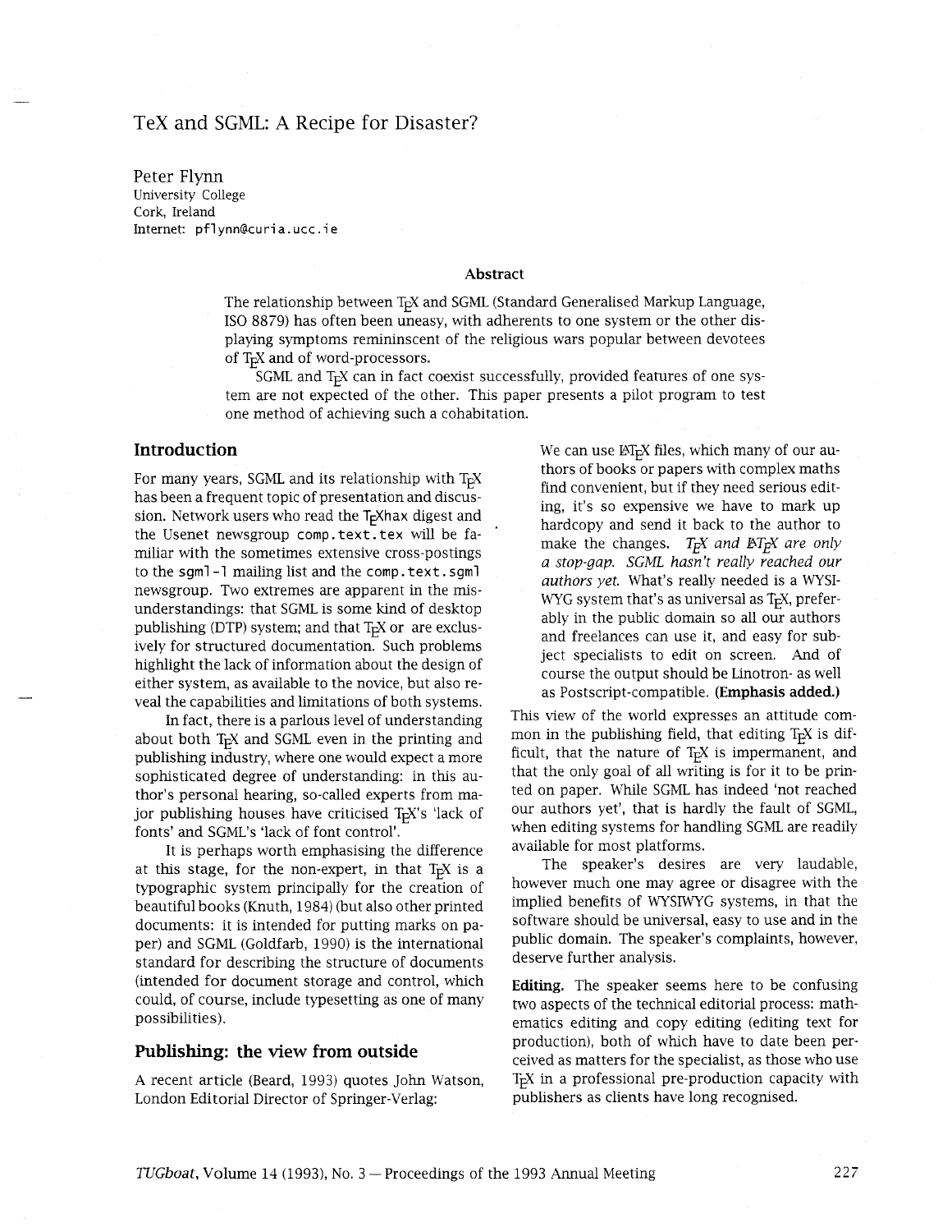# TeX and SGML: A Recipe for Disaster?

Peter Flynn
University College
Cork, Ireland
Internet: pflynn@curia.ucc.ie

## Abstract

The relationship between TEX and SGML (Standard Generalised Markup Language, ISO 8879) has often been uneasy, with adherents to one system or the other displaying symptoms remininscent of the religious wars popular between devotees of TEX and of word-processors.

SGML and TEX can in fact coexist successfully, provided features of one system are not expected of the other. This paper presents a pilot program to test one method of achieving such a cohabitation.

## Introduction

For many years, SGML and its relationship with TEX has been a frequent topic of presentation and discussion. Network users who read the TEXhax digest and the Usenet newsgroup `comp.text.tex` will be familiar with the sometimes extensive cross-postings to the `sgml-l` mailing list and the `comp.text.sgml` newsgroup. Two extremes are apparent in the misunderstandings: that SGML is some kind of desktop publishing (DTP) system; and that TEX or are exclusively for structured documentation. Such problems highlight the lack of information about the design of either system, as available to the novice, but also reveal the capabilities and limitations of both systems.

In fact, there is a parlous level of understanding about both TEX and SGML even in the printing and publishing industry, where one would expect a more sophisticated degree of understanding: in this author's personal hearing, so-called experts from major publishing houses have criticised TEX's 'lack of fonts' and SGML's 'lack of font control'.

It is perhaps worth emphasising the difference at this stage, for the non-expert, in that TEX is a typographic system principally for the creation of beautiful books (Knuth, 1984) (but also other printed documents: it is intended for putting marks on paper) and SGML (Goldfarb, 1990) is the international standard for describing the structure of documents (intended for document storage and control, which could, of course, include typesetting as one of many possibilities).

## Publishing: the view from outside

A recent article (Beard, 1993) quotes John Watson, London Editorial Director of Springer-Verlag:

> We can use LATEX files, which many of our authors of books or papers with complex maths find convenient, but if they need serious editing, it's so expensive we have to mark up hardcopy and send it back to the author to make the changes. *TEX and LATEX are only a stop-gap. SGML hasn't really reached our authors yet.* What's really needed is a WYSIWYG system that's as universal as TEX, preferably in the public domain so all our authors and freelances can use it, and easy for subject specialists to edit on screen. And of course the output should be Linotron- as well as Postscript-compatible. **(Emphasis added.)**

This view of the world expresses an attitude common in the publishing field, that editing TEX is difficult, that the nature of TEX is impermanent, and that the only goal of all writing is for it to be printed on paper. While SGML has indeed 'not reached our authors yet', that is hardly the fault of SGML, when editing systems for handling SGML are readily available for most platforms.

The speaker's desires are very laudable, however much one may agree or disagree with the implied benefits of WYSIWYG systems, in that the software should be universal, easy to use and in the public domain. The speaker's complaints, however, deserve further analysis.

**Editing.** The speaker seems here to be confusing two aspects of the technical editorial process: mathematics editing and copy editing (editing text for production), both of which have to date been perceived as matters for the specialist, as those who use TEX in a professional pre-production capacity with publishers as clients have long recognised.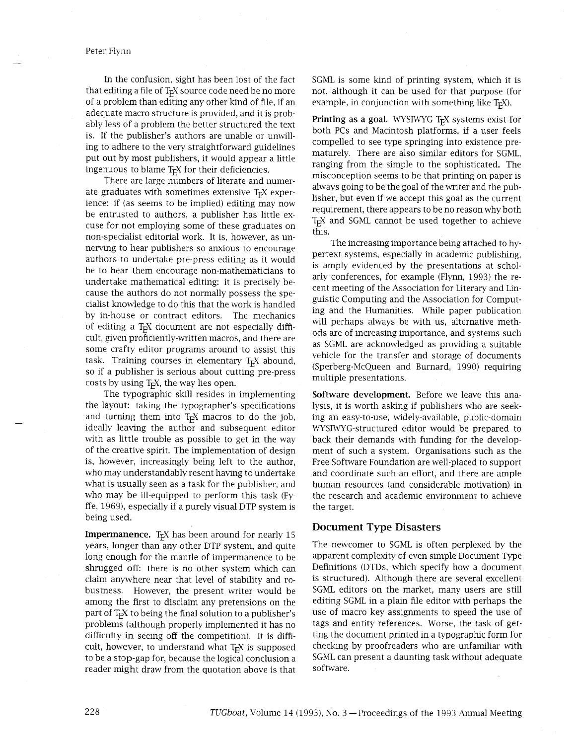In the confusion, sight has been lost of the fact that editing a file of TeX source code need be no more of a problem than editing any other kind of file, if an adequate macro structure is provided, and it is probably less of a problem the better structured the text is. If the publisher's authors are unable or unwilling to adhere to the very straightforward guidelines put out by most publishers, it would appear a little ingenuous to blame TeX for their deficiencies.

There are large numbers of literate and numerate graduates with sometimes extensive TeX experience: if (as seems to be implied) editing may now be entrusted to authors, a publisher has little excuse for not employing some of these graduates on non-specialist editorial work. It is, however, as unnerving to hear publishers so anxious to encourage authors to undertake pre-press editing as it would be to hear them encourage non-mathematicians to undertake mathematical editing: it is precisely because the authors do not normally possess the specialist knowledge to do this that the work is handled by in-house or contract editors. The mechanics of editing a TeX document are not especially difficult, given proficiently-written macros, and there are some crafty editor programs around to assist this task. Training courses in elementary TeX abound, so if a publisher is serious about cutting pre-press costs by using TeX, the way lies open.

The typographic skill resides in implementing the layout: taking the typographer's specifications and turning them into TeX macros to do the job, ideally leaving the author and subsequent editor with as little trouble as possible to get in the way of the creative spirit. The implementation of design is, however, increasingly being left to the author, who may understandably resent having to undertake what is usually seen as a task for the publisher, and who may be ill-equipped to perform this task (Fyffe, 1969), especially if a purely visual DTP system is being used.

**Impermanence.** TeX has been around for nearly 15 years, longer than any other DTP system, and quite long enough for the mantle of impermanence to be shrugged off: there is no other system which can claim anywhere near that level of stability and robustness. However, the present writer would be among the first to disclaim any pretensions on the part of TeX to being the final solution to a publisher's problems (although properly implemented it has no difficulty in seeing off the competition). It is difficult, however, to understand what TeX is supposed to be a stop-gap for, because the logical conclusion a reader might draw from the quotation above is that SGML is some kind of printing system, which it is not, although it can be used for that purpose (for example, in conjunction with something like TeX).

**Printing as a goal.** WYSIWYG TeX systems exist for both PCs and Macintosh platforms, if a user feels compelled to see type springing into existence prematurely. There are also similar editors for SGML, ranging from the simple to the sophisticated. The misconception seems to be that printing on paper is always going to be the goal of the writer and the publisher, but even if we accept this goal as the current requirement, there appears to be no reason why both TeX and SGML cannot be used together to achieve this.

The increasing importance being attached to hypertext systems, especially in academic publishing, is amply evidenced by the presentations at scholarly conferences, for example (Flynn, 1993) the recent meeting of the Association for Literary and Linguistic Computing and the Association for Computing and the Humanities. While paper publication will perhaps always be with us, alternative methods are of increasing importance, and systems such as SGML are acknowledged as providing a suitable vehicle for the transfer and storage of documents (Sperberg-McQueen and Burnard, 1990) requiring multiple presentations.

**Software development.** Before we leave this analysis, it is worth asking if publishers who are seeking an easy-to-use, widely-available, public-domain WYSIWYG-structured editor would be prepared to back their demands with funding for the development of such a system. Organisations such as the Free Software Foundation are well-placed to support and coordinate such an effort, and there are ample human resources (and considerable motivation) in the research and academic environment to achieve the target.

## Document Type Disasters

The newcomer to SGML is often perplexed by the apparent complexity of even simple Document Type Definitions (DTDs, which specify how a document is structured). Although there are several excellent SGML editors on the market, many users are still editing SGML in a plain file editor with perhaps the use of macro key assignments to speed the use of tags and entity references. Worse, the task of getting the document printed in a typographic form for checking by proofreaders who are unfamiliar with SGML can present a daunting task without adequate software.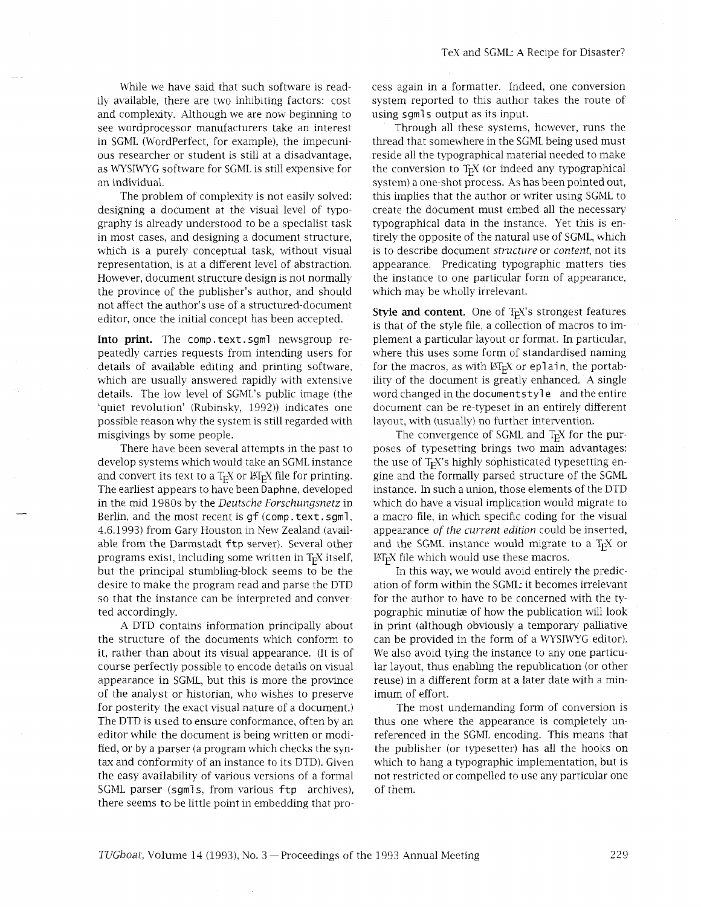While we have said that such software is readily available, there are two inhibiting factors: cost and complexity. Although we are now beginning to see wordprocessor manufacturers take an interest in SGML (WordPerfect, for example), the impecunious researcher or student is still at a disadvantage, as WYSIWYG software for SGML is still expensive for an individual.

The problem of complexity is not easily solved: designing a document at the visual level of typography is already understood to be a specialist task in most cases, and designing a document structure, which is a purely conceptual task, without visual representation, is at a different level of abstraction. However, document structure design is not normally the province of the publisher's author, and should not affect the author's use of a structured-document editor, once the initial concept has been accepted.

**Into print.** The `comp.text.sgml` newsgroup repeatedly carries requests from intending users for details of available editing and printing software, which are usually answered rapidly with extensive details. The low level of SGML's public image (the 'quiet revolution' (Rubinsky, 1992)) indicates one possible reason why the system is still regarded with misgivings by some people.

There have been several attempts in the past to develop systems which would take an SGML instance and convert its text to a TeX or LaTeX file for printing. The earliest appears to have been Daphne, developed in the mid 1980s by the *Deutsche Forschungsnetz* in Berlin, and the most recent is `gf` (`comp.text.sgml`, 4.6.1993) from Gary Houston in New Zealand (available from the Darmstadt `ftp` server). Several other programs exist, including some written in TeX itself, but the principal stumbling-block seems to be the desire to make the program read and parse the DTD so that the instance can be interpreted and converted accordingly.

A DTD contains information principally about the structure of the documents which conform to it, rather than about its visual appearance. (It is of course perfectly possible to encode details on visual appearance in SGML, but this is more the province of the analyst or historian, who wishes to preserve for posterity the exact visual nature of a document.) The DTD is used to ensure conformance, often by an editor while the document is being written or modified, or by a parser (a program which checks the syntax and conformity of an instance to its DTD). Given the easy availability of various versions of a formal SGML parser (`sgmls`, from various `ftp` archives), there seems to be little point in embedding that process again in a formatter. Indeed, one conversion system reported to this author takes the route of using `sgmls` output as its input.

Through all these systems, however, runs the thread that somewhere in the SGML being used must reside all the typographical material needed to make the conversion to TeX (or indeed any typographical system) a one-shot process. As has been pointed out, this implies that the author or writer using SGML to create the document must embed all the necessary typographical data in the instance. Yet this is entirely the opposite of the natural use of SGML, which is to describe document *structure* or *content*, not its appearance. Predicating typographic matters ties the instance to one particular form of appearance, which may be wholly irrelevant.

**Style and content.** One of TeX's strongest features is that of the style file, a collection of macros to implement a particular layout or format. In particular, where this uses some form of standardised naming for the macros, as with LaTeX or `eplain`, the portability of the document is greatly enhanced. A single word changed in the `documentstyle` and the entire document can be re-typeset in an entirely different layout, with (usually) no further intervention.

The convergence of SGML and TeX for the purposes of typesetting brings two main advantages: the use of TeX's highly sophisticated typesetting engine and the formally parsed structure of the SGML instance. In such a union, those elements of the DTD which do have a visual implication would migrate to a macro file, in which specific coding for the visual appearance *of the current edition* could be inserted, and the SGML instance would migrate to a TeX or LaTeX file which would use these macros.

In this way, we would avoid entirely the predication of form within the SGML: it becomes irrelevant for the author to have to be concerned with the typographic minutiæ of how the publication will look in print (although obviously a temporary palliative can be provided in the form of a WYSIWYG editor). We also avoid tying the instance to any one particular layout, thus enabling the republication (or other reuse) in a different form at a later date with a minimum of effort.

The most undemanding form of conversion is thus one where the appearance is completely unreferenced in the SGML encoding. This means that the publisher (or typesetter) has all the hooks on which to hang a typographic implementation, but is not restricted or compelled to use any particular one of them.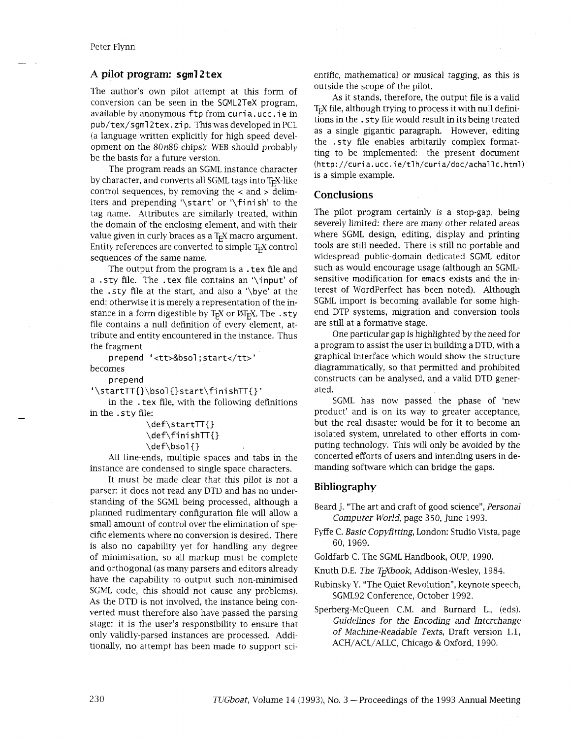## A pilot program: sgml2tex

The author's own pilot attempt at this form of conversion can be seen in the SGML2TeX program, available by anonymous ftp from curia.ucc.ie in pub/tex/sgml2tex.zip. This was developed in PCL (a language written explicitly for high speed development on the 80*n*86 chips): WEB should probably be the basis for a future version.

The program reads an SGML instance character by character, and converts all SGML tags into TeX-like control sequences, by removing the < and > delimiters and prepending '\start' or '\finish' to the tag name. Attributes are similarly treated, within the domain of the enclosing element, and with their value given in curly braces as a TeX macro argument. Entity references are converted to simple TeX control sequences of the same name.

The output from the program is a .tex file and a .sty file. The .tex file contains an '\input' of the .sty file at the start, and also a '\bye' at the end; otherwise it is merely a representation of the instance in a form digestible by TeX or LaTeX. The .sty file contains a null definition of every element, attribute and entity encountered in the instance. Thus the fragment

```
prepend '<tt>&bsol;start</tt>'
```

becomes

```
prepend
'\startTT{}\bsol{}start\finishTT{}'
```

in the .tex file, with the following definitions in the .sty file:

```
\def\startTT{}
\def\finishTT{}
\def\bsol{}
```

All line-ends, multiple spaces and tabs in the instance are condensed to single space characters.

It must be made clear that this pilot is *not* a parser: it does not read any DTD and has no understanding of the SGML being processed, although a planned rudimentary configuration file will allow a small amount of control over the elimination of specific elements where no conversion is desired. There is also no capability yet for handling any degree of minimisation, so all markup must be complete and orthogonal (as many parsers and editors already have the capability to output such non-minimised SGML code, this should not cause any problems). As the DTD is not involved, the instance being converted must therefore also have passed the parsing stage: it is the user's responsibility to ensure that only validly-parsed instances are processed. Additionally, no attempt has been made to support scientific, mathematical or musical tagging, as this is outside the scope of the pilot.

As it stands, therefore, the output file is a valid TeX file, although trying to process it with null definitions in the .sty file would result in its being treated as a single gigantic paragraph. However, editing the .sty file enables arbitarily complex formatting to be implemented: the present document (http://curia.ucc.ie/tlh/curia/doc/achallc.html) is a simple example.

## Conclusions

The pilot program certainly *is* a stop-gap, being severely limited: there are many other related areas where SGML design, editing, display and printing tools are still needed. There is still no portable and widespread public-domain dedicated SGML editor such as would encourage usage (although an SGML-sensitive modification for emacs exists and the interest of WordPerfect has been noted). Although SGML import is becoming available for some high-end DTP systems, migration and conversion tools are still at a formative stage.

One particular gap is highlighted by the need for a program to assist the user in building a DTD, with a graphical interface which would show the structure diagrammatically, so that permitted and prohibited constructs can be analysed, and a valid DTD generated.

SGML has now passed the phase of 'new product' and is on its way to greater acceptance, but the real disaster would be for it to become an isolated system, unrelated to other efforts in computing technology. This will only be avoided by the concerted efforts of users and intending users in demanding software which can bridge the gaps.

## Bibliography

Beard J. "The art and craft of good science", *Personal Computer World*, page 350, June 1993.

Fyffe C. *Basic Copyfitting*, London: Studio Vista, page 60, 1969.

Goldfarb C. The SGML Handbook, OUP, 1990.

Knuth D.E. *The TeXbook*, Addison-Wesley, 1984.

Rubinsky Y. "The Quiet Revolution", keynote speech, SGML92 Conference, October 1992.

Sperberg-McQueen C.M. and Burnard L., (eds). *Guidelines for the Encoding and Interchange of Machine-Readable Texts*, Draft version 1.1, ACH/ACL/ALLC, Chicago & Oxford, 1990.